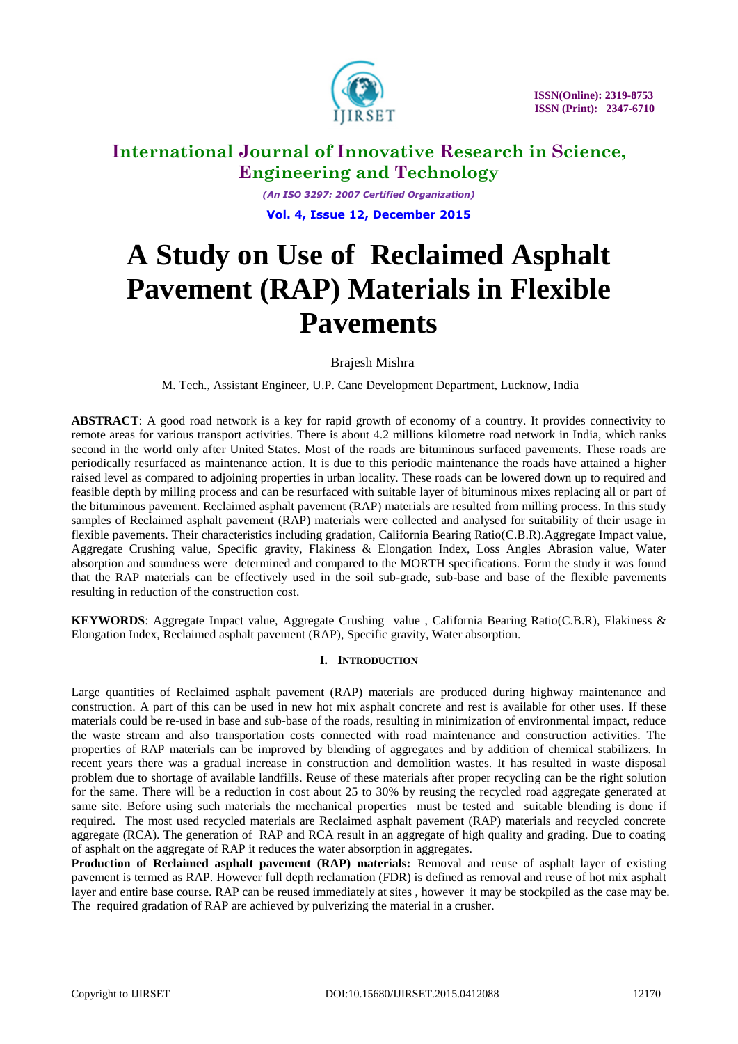# International Journal of Innovative Research in Science, Engineering and Technology

*(An ISO 3297: 2007 Certified Organization)*

**Vol. 4, Issue 12, December 2015**

# A Study on Use of Reclaimed Asphalt Pavement (RAP) Materials in Flexible Pavements

Brajesh Mishra

M. Tech., Assistant Engineer, U.P. Cane Development Department, Lucknow, India

**ABSTRACT**: A good road network is a key for rapid growth of economy of a country. It provides connectivity to remote areas for various transport activities. There is about 4.2 millions kilometre road network in India, which ranks second in the world only after United States. Most of the roads are bituminous surfaced pavements. These roads are periodically resurfaced as maintenance action. It is due to this periodic maintenance the roads have attained a higher raised level as compared to adjoining properties in urban locality. These roads can be lowered down up to required and feasible depth by milling process and can be resurfaced with suitable layer of bituminous mixes replacing all or part of the bituminous pavement. Reclaimed asphalt pavement (RAP) materials are resulted from milling process. In this study samples of Reclaimed asphalt pavement (RAP) materials were collected and analysed for suitability of their usage in flexible pavements. Their characteristics including gradation, California Bearing Ratio(C.B.R).Aggregate Impact value, Aggregate Crushing value, Specific gravity, Flakiness & Elongation Index, Loss Angles Abrasion value, Water absorption and soundness were determined and compared to the MORTH specifications. Form the study it was found that the RAP materials can be effectively used in the soil sub-grade, sub-base and base of the flexible pavements resulting in reduction of the construction cost.

**KEYWORDS**: Aggregate Impact value, Aggregate Crushing value , California Bearing Ratio(C.B.R), Flakiness & Elongation Index, Reclaimed asphalt pavement (RAP), Specific gravity, Water absorption.

## I. INTRODUCTION

Large quantities of Reclaimed asphalt pavement (RAP) materials are produced during highway maintenance and construction. A part of this can be used in new hot mix asphalt concrete and rest is available for other uses. If these materials could be re-used in base and sub-base of the roads, resulting in minimization of environmental impact, reduce the waste stream and also transportation costs connected with road maintenance and construction activities. The properties of RAP materials can be improved by blending of aggregates and by addition of chemical stabilizers. In recent years there was a gradual increase in construction and demolition wastes. It has resulted in waste disposal problem due to shortage of available landfills. Reuse of these materials after proper recycling can be the right solution for the same. There will be a reduction in cost about 25 to 30% by reusing the recycled road aggregate generated at same site. Before using such materials the mechanical properties must be tested and suitable blending is done if required. The most used recycled materials are Reclaimed asphalt pavement (RAP) materials and recycled concrete aggregate (RCA). The generation of RAP and RCA result in an aggregate of high quality and grading. Due to coating of asphalt on the aggregate of RAP it reduces the water absorption in aggregates.

**Production of Reclaimed asphalt pavement (RAP) materials:** Removal and reuse of asphalt layer of existing pavement is termed as RAP. However full depth reclamation (FDR) is defined as removal and reuse of hot mix asphalt layer and entire base course. RAP can be reused immediately at sites , however it may be stockpiled as the case may be. The required gradation of RAP are achieved by pulverizing the material in a crusher.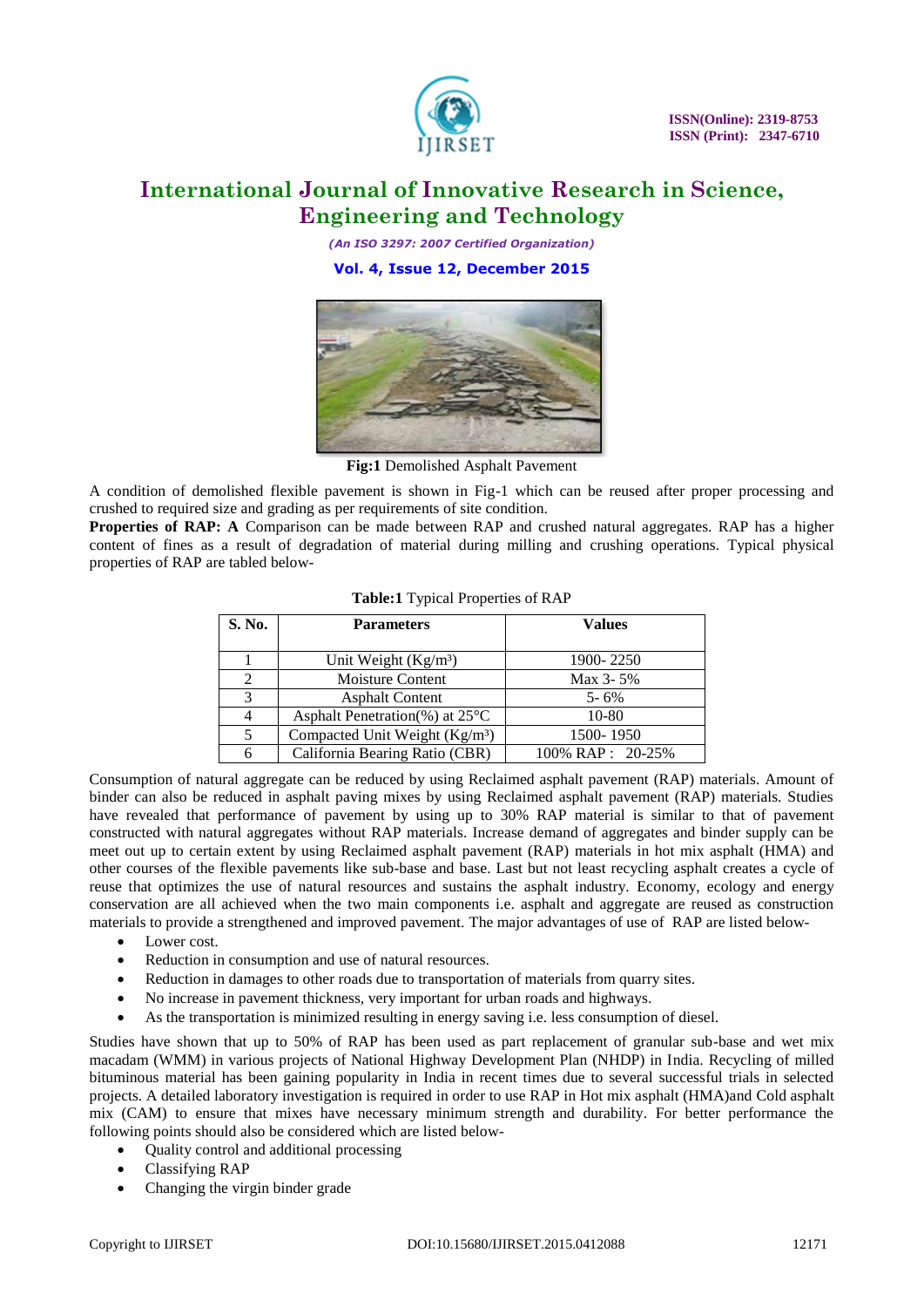Fig:1 Demolished Asphalt Pavement

A condition of demolished flexible pavement is shown in Fig-1 which can be reused after proper processing and crushed to required size and grading as per requirements of site condition.

**Properties of RAP: A** Comparison can be made between RAP and crushed natural aggregates. RAP has a higher content of fines as a result of degradation of material during milling and crushing operations. Typical physical properties of RAP are tabled below-

**Table:1** Typical Properties of RAP

| S. No. | Parameters | Values |
|---|---|---|
| 1 | Unit Weight ($Kg/m^3$) | 1900- 2250 |
| 2 | Moisture Content | Max 3- 5% |
| 3 | Asphalt Content | 5- 6% |
| 4 | Asphalt Penetration(%) at 25°C | 10-80 |
| 5 | Compacted Unit Weight ($Kg/m^3$) | 1500- 1950 |
| 6 | California Bearing Ratio (CBR) | 100% RAP : 20-25% |

Consumption of natural aggregate can be reduced by using Reclaimed asphalt pavement (RAP) materials. Amount of binder can also be reduced in asphalt paving mixes by using Reclaimed asphalt pavement (RAP) materials. Studies have revealed that performance of pavement by using up to 30% RAP material is similar to that of pavement constructed with natural aggregates without RAP materials. Increase demand of aggregates and binder supply can be meet out up to certain extent by using Reclaimed asphalt pavement (RAP) materials in hot mix asphalt (HMA) and other courses of the flexible pavements like sub-base and base. Last but not least recycling asphalt creates a cycle of reuse that optimizes the use of natural resources and sustains the asphalt industry. Economy, ecology and energy conservation are all achieved when the two main components i.e. asphalt and aggregate are reused as construction materials to provide a strengthened and improved pavement. The major advantages of use of RAP are listed below-

- Lower cost.
- Reduction in consumption and use of natural resources.
- Reduction in damages to other roads due to transportation of materials from quarry sites.
- No increase in pavement thickness, very important for urban roads and highways.
- As the transportation is minimized resulting in energy saving i.e. less consumption of diesel.

Studies have shown that up to 50% of RAP has been used as part replacement of granular sub-base and wet mix macadam (WMM) in various projects of National Highway Development Plan (NHDP) in India. Recycling of milled bituminous material has been gaining popularity in India in recent times due to several successful trials in selected projects. A detailed laboratory investigation is required in order to use RAP in Hot mix asphalt (HMA)and Cold asphalt mix (CAM) to ensure that mixes have necessary minimum strength and durability. For better performance the following points should also be considered which are listed below-

- Quality control and additional processing
- Classifying RAP
- Changing the virgin binder grade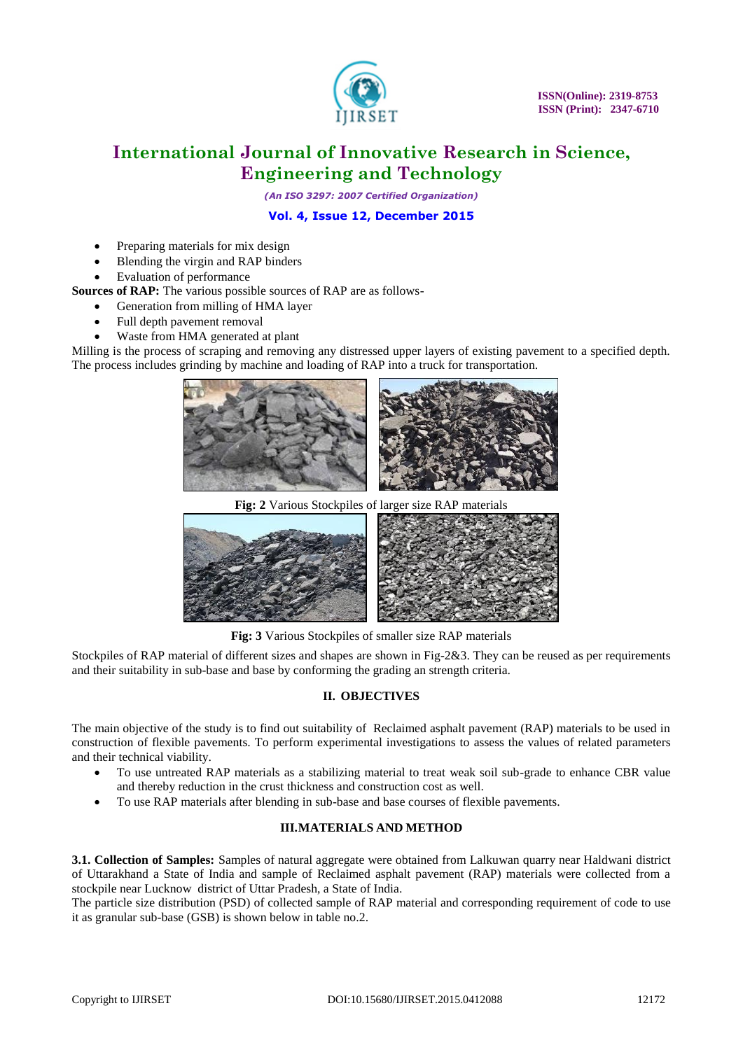- Preparing materials for mix design
- Blending the virgin and RAP binders
- Evaluation of performance

**Sources of RAP:** The various possible sources of RAP are as follows-

- Generation from milling of HMA layer
- Full depth pavement removal
- Waste from HMA generated at plant

Milling is the process of scraping and removing any distressed upper layers of existing pavement to a specified depth. The process includes grinding by machine and loading of RAP into a truck for transportation.

**Fig: 2** Various Stockpiles of larger size RAP materials

**Fig: 3** Various Stockpiles of smaller size RAP materials

Stockpiles of RAP material of different sizes and shapes are shown in Fig-2&3. They can be reused as per requirements and their suitability in sub-base and base by conforming the grading an strength criteria.

## II. OBJECTIVES

The main objective of the study is to find out suitability of Reclaimed asphalt pavement (RAP) materials to be used in construction of flexible pavements. To perform experimental investigations to assess the values of related parameters and their technical viability.

- To use untreated RAP materials as a stabilizing material to treat weak soil sub-grade to enhance CBR value and thereby reduction in the crust thickness and construction cost as well.
- To use RAP materials after blending in sub-base and base courses of flexible pavements.

## III.MATERIALS AND METHOD

**3.1. Collection of Samples:** Samples of natural aggregate were obtained from Lalkuwan quarry near Haldwani district of Uttarakhand a State of India and sample of Reclaimed asphalt pavement (RAP) materials were collected from a stockpile near Lucknow district of Uttar Pradesh, a State of India.

The particle size distribution (PSD) of collected sample of RAP material and corresponding requirement of code to use it as granular sub-base (GSB) is shown below in table no.2.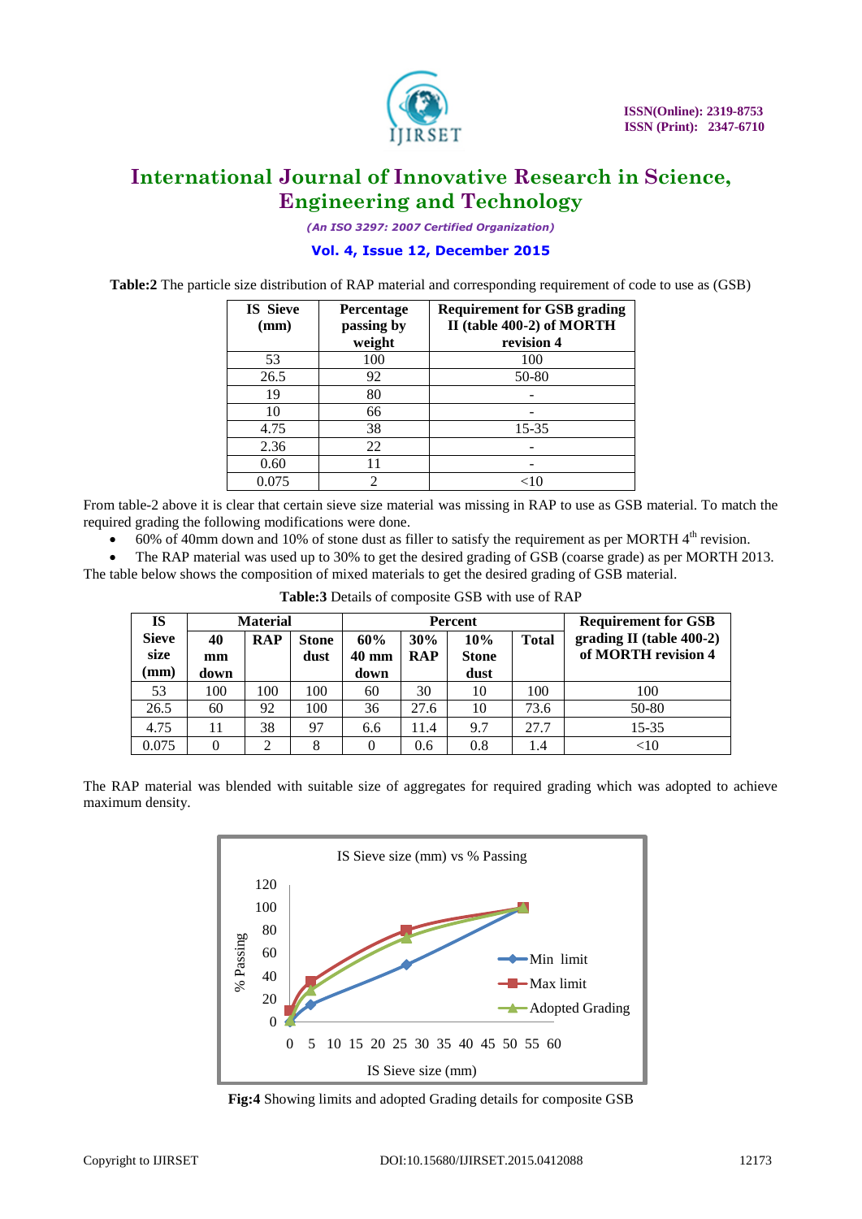**Table:2** The particle size distribution of RAP material and corresponding requirement of code to use as (GSB)

| IS Sieve (mm) | Percentage passing by weight | Requirement for GSB grading II (table 400-2) of MORTH revision 4 |
|---|---|---|
| 53 | 100 | 100 |
| 26.5 | 92 | 50-80 |
| 19 | 80 | - |
| 10 | 66 | - |
| 4.75 | 38 | 15-35 |
| 2.36 | 22 | - |
| 0.60 | 11 | - |
| 0.075 | 2 | <10 |

From table-2 above it is clear that certain sieve size material was missing in RAP to use as GSB material. To match the required grading the following modifications were done.

- 60% of 40mm down and 10% of stone dust as filler to satisfy the requirement as per MORTH 4th revision.
- The RAP material was used up to 30% to get the desired grading of GSB (coarse grade) as per MORTH 2013.

The table below shows the composition of mixed materials to get the desired grading of GSB material.

**Table:3** Details of composite GSB with use of RAP

| IS Sieve size (mm) | Material | | | Percent | | | | Requirement for GSB grading II (table 400-2) of MORTH revision 4 |
|---|---|---|---|---|---|---|---|---|
| | 40 mm down | RAP | Stone dust | 60% 40 mm down | 30% RAP | 10% Stone dust | Total | |
| 53 | 100 | 100 | 100 | 60 | 30 | 10 | 100 | 100 |
| 26.5 | 60 | 92 | 100 | 36 | 27.6 | 10 | 73.6 | 50-80 |
| 4.75 | 11 | 38 | 97 | 6.6 | 11.4 | 9.7 | 27.7 | 15-35 |
| 0.075 | 0 | 2 | 8 | 0 | 0.6 | 0.8 | 1.4 | <10 |

The RAP material was blended with suitable size of aggregates for required grading which was adopted to achieve maximum density.

**Fig:4** Showing limits and adopted Grading details for composite GSB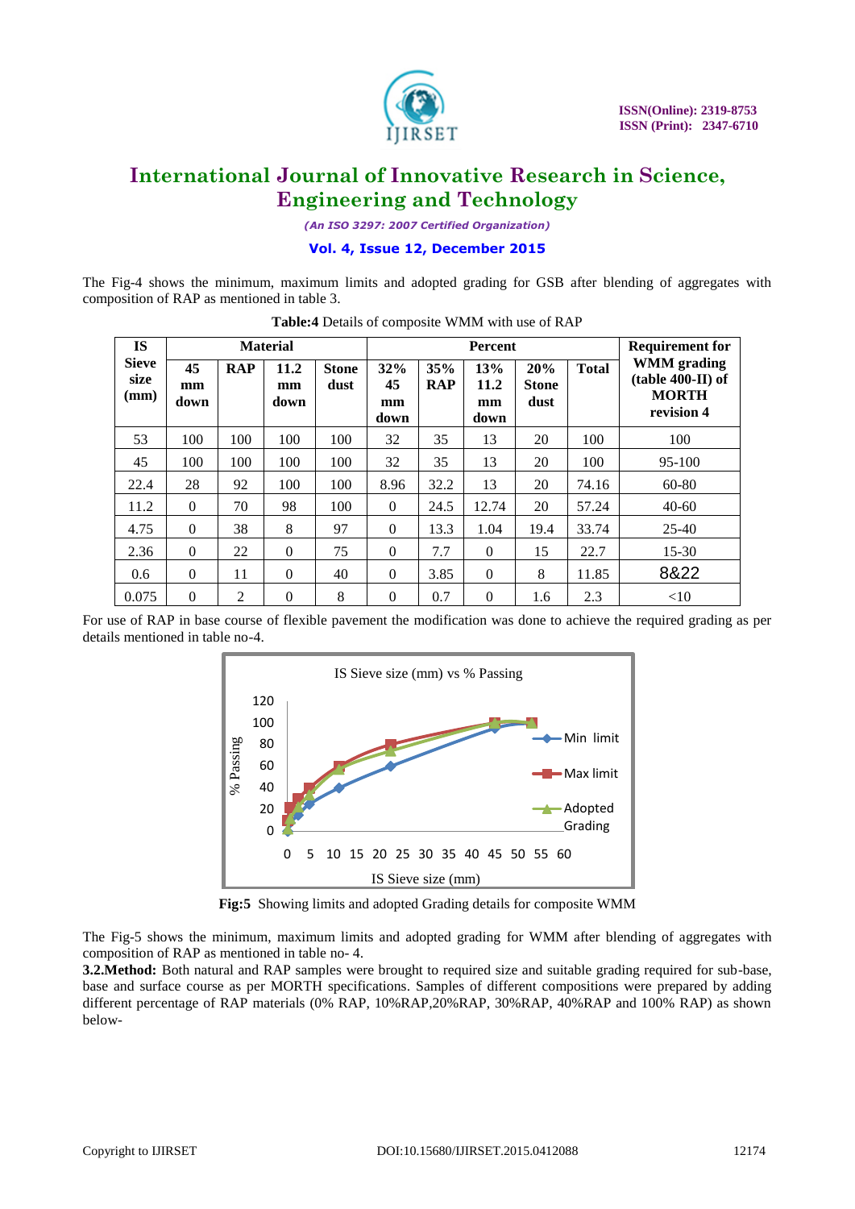The Fig-4 shows the minimum, maximum limits and adopted grading for GSB after blending of aggregates with composition of RAP as mentioned in table 3.

**Table:4** Details of composite WMM with use of RAP

| IS Sieve size (mm) | Material | | | | Percent | | | | | Requirement for WMM grading (table 400-II) of MORTH revision 4 |
|---|---|---|---|---|---|---|---|---|---|---|
| | 45 mm down | RAP | 11.2 mm down | Stone dust | 32% 45 mm down | 35% RAP | 13% 11.2 mm down | 20% Stone dust | Total | |
| 53 | 100 | 100 | 100 | 100 | 32 | 35 | 13 | 20 | 100 | 100 |
| 45 | 100 | 100 | 100 | 100 | 32 | 35 | 13 | 20 | 100 | 95-100 |
| 22.4 | 28 | 92 | 100 | 100 | 8.96 | 32.2 | 13 | 20 | 74.16 | 60-80 |
| 11.2 | 0 | 70 | 98 | 100 | 0 | 24.5 | 12.74 | 20 | 57.24 | 40-60 |
| 4.75 | 0 | 38 | 8 | 97 | 0 | 13.3 | 1.04 | 19.4 | 33.74 | 25-40 |
| 2.36 | 0 | 22 | 0 | 75 | 0 | 7.7 | 0 | 15 | 22.7 | 15-30 |
| 0.6 | 0 | 11 | 0 | 40 | 0 | 3.85 | 0 | 8 | 11.85 | 8&22 |
| 0.075 | 0 | 2 | 0 | 8 | 0 | 0.7 | 0 | 1.6 | 2.3 | <10 |

For use of RAP in base course of flexible pavement the modification was done to achieve the required grading as per details mentioned in table no-4.

**Fig:5** Showing limits and adopted Grading details for composite WMM

The Fig-5 shows the minimum, maximum limits and adopted grading for WMM after blending of aggregates with composition of RAP as mentioned in table no- 4.

**3.2.Method:** Both natural and RAP samples were brought to required size and suitable grading required for sub-base, base and surface course as per MORTH specifications. Samples of different compositions were prepared by adding different percentage of RAP materials (0% RAP, 10%RAP,20%RAP, 30%RAP, 40%RAP and 100% RAP) as shown below-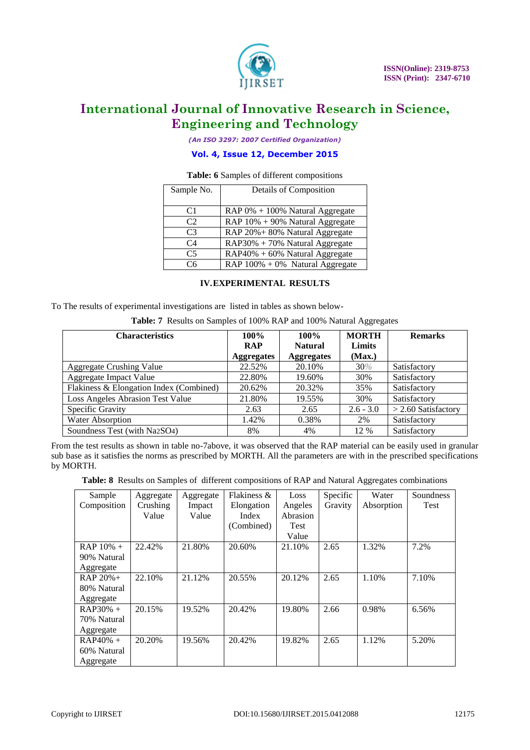**Table: 6** Samples of different compositions

| Sample No. | Details of Composition |
|---|---|
| C1 | RAP 0% + 100% Natural Aggregate |
| C2 | RAP 10% + 90% Natural Aggregate |
| C3 | RAP 20%+ 80% Natural Aggregate |
| C4 | RAP30% + 70% Natural Aggregate |
| C5 | RAP40% + 60% Natural Aggregate |
| C6 | RAP 100% + 0% Natural Aggregate |

## IV. EXPERIMENTAL RESULTS

To The results of experimental investigations are listed in tables as shown below-

**Table: 7** Results on Samples of 100% RAP and 100% Natural Aggregates

| Characteristics | 100% RAP Aggregates | 100% Natural Aggregates | MORTH Limits (Max.) | Remarks |
|---|---|---|---|---|
| Aggregate Crushing Value | 22.52% | 20.10% | 30% | Satisfactory |
| Aggregate Impact Value | 22.80% | 19.60% | 30% | Satisfactory |
| Flakiness & Elongation Index (Combined) | 20.62% | 20.32% | 35% | Satisfactory |
| Loss Angeles Abrasion Test Value | 21.80% | 19.55% | 30% | Satisfactory |
| Specific Gravity | 2.63 | 2.65 | 2.6 - 3.0 | > 2.60 Satisfactory |
| Water Absorption | 1.42% | 0.38% | 2% | Satisfactory |
| Soundness Test (with $Na_2SO_4$) | 8% | 4% | 12 % | Satisfactory |

From the test results as shown in table no-7above, it was observed that the RAP material can be easily used in granular sub base as it satisfies the norms as prescribed by MORTH. All the parameters are with in the prescribed specifications by MORTH.

**Table: 8** Results on Samples of different compositions of RAP and Natural Aggregates combinations

| Sample Composition | Aggregate Crushing Value | Aggregate Impact Value | Flakiness & Elongation Index (Combined) | Loss Angeles Abrasion Test Value | Specific Gravity | Water Absorption | Soundness Test |
|---|---|---|---|---|---|---|---|
| RAP 10% + 90% Natural Aggregate | 22.42% | 21.80% | 20.60% | 21.10% | 2.65 | 1.32% | 7.2% |
| RAP 20%+ 80% Natural Aggregate | 22.10% | 21.12% | 20.55% | 20.12% | 2.65 | 1.10% | 7.10% |
| RAP30% + 70% Natural Aggregate | 20.15% | 19.52% | 20.42% | 19.80% | 2.66 | 0.98% | 6.56% |
| RAP40% + 60% Natural Aggregate | 20.20% | 19.56% | 20.42% | 19.82% | 2.65 | 1.12% | 5.20% |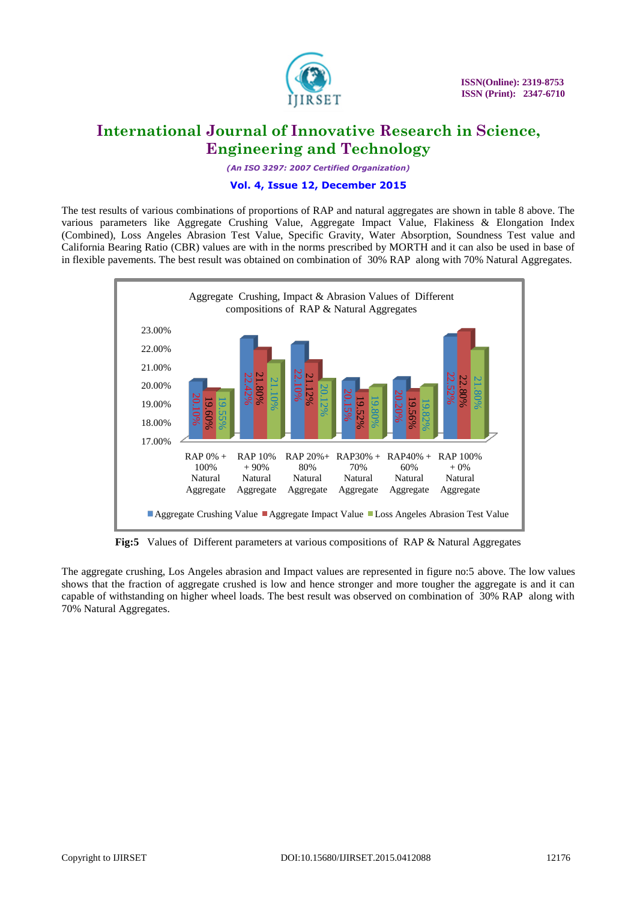The test results of various combinations of proportions of RAP and natural aggregates are shown in table 8 above. The various parameters like Aggregate Crushing Value, Aggregate Impact Value, Flakiness & Elongation Index (Combined), Loss Angeles Abrasion Test Value, Specific Gravity, Water Absorption, Soundness Test value and California Bearing Ratio (CBR) values are with in the norms prescribed by MORTH and it can also be used in base of in flexible pavements. The best result was obtained on combination of 30% RAP along with 70% Natural Aggregates.

**Fig:5** Values of Different parameters at various compositions of RAP & Natural Aggregates

The aggregate crushing, Los Angeles abrasion and Impact values are represented in figure no:5 above. The low values shows that the fraction of aggregate crushed is low and hence stronger and more tougher the aggregate is and it can capable of withstanding on higher wheel loads. The best result was observed on combination of 30% RAP along with 70% Natural Aggregates.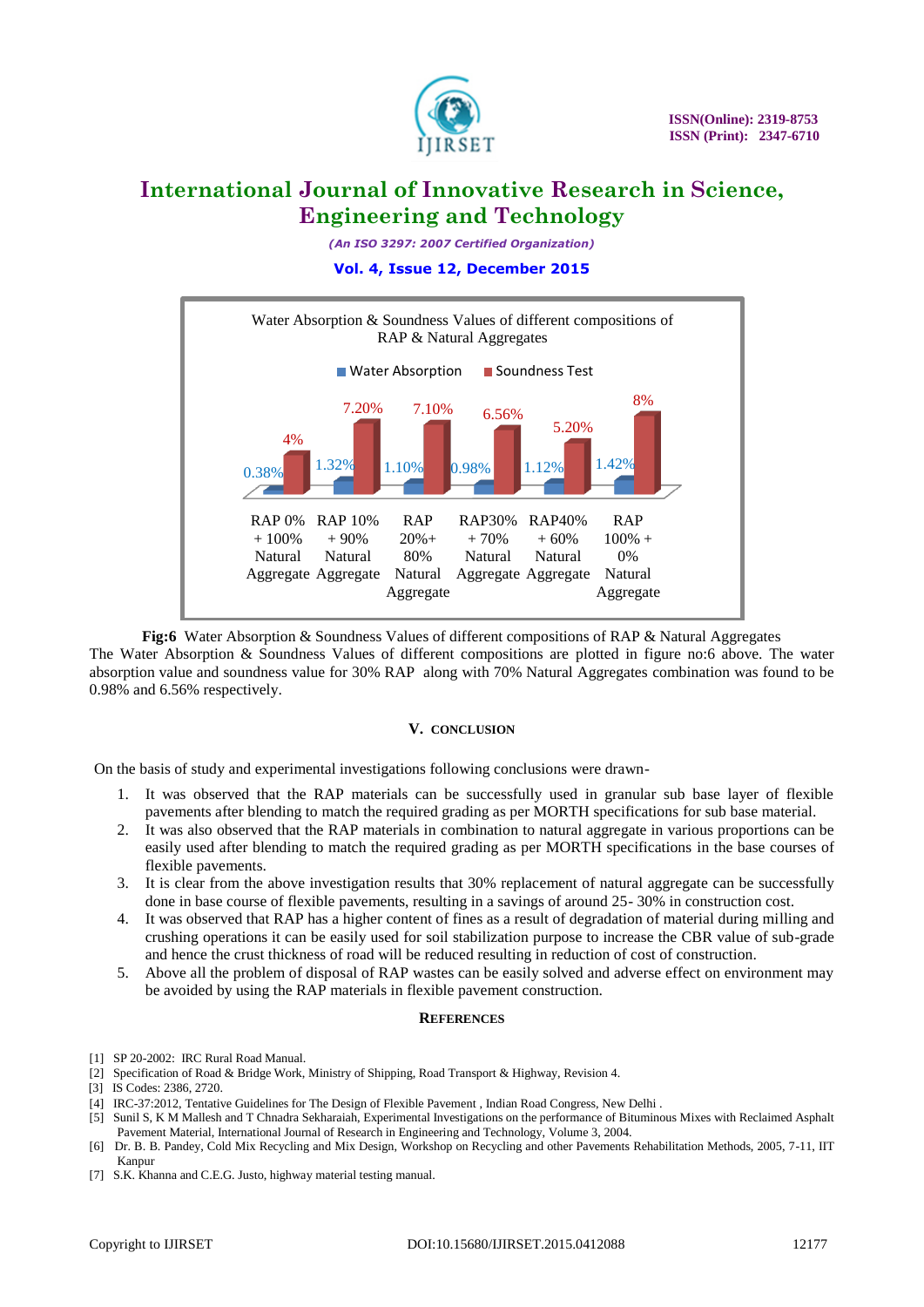Water Absorption & Soundness Values of different compositions of RAP & Natural Aggregates

Water Absorption
Soundness Test

0.38%
4%
1.32%
7.20%
1.10%
7.10%
0.98%
6.56%
1.12%
5.20%
1.42%
8%

RAP 0% + 100% Natural Aggregate
RAP 10% + 90% Natural Aggregate
RAP 20%+ 80% Natural Aggregate
RAP30% + 70% Natural Aggregate
RAP40% + 60% Natural Aggregate
RAP 100% + 0% Natural Aggregate

**Fig:6** Water Absorption & Soundness Values of different compositions of RAP & Natural Aggregates

The Water Absorption & Soundness Values of different compositions are plotted in figure no:6 above. The water absorption value and soundness value for 30% RAP along with 70% Natural Aggregates combination was found to be 0.98% and 6.56% respectively.

## V. CONCLUSION

On the basis of study and experimental investigations following conclusions were drawn-

1. It was observed that the RAP materials can be successfully used in granular sub base layer of flexible pavements after blending to match the required grading as per MORTH specifications for sub base material.
2. It was also observed that the RAP materials in combination to natural aggregate in various proportions can be easily used after blending to match the required grading as per MORTH specifications in the base courses of flexible pavements.
3. It is clear from the above investigation results that 30% replacement of natural aggregate can be successfully done in base course of flexible pavements, resulting in a savings of around 25- 30% in construction cost.
4. It was observed that RAP has a higher content of fines as a result of degradation of material during milling and crushing operations it can be easily used for soil stabilization purpose to increase the CBR value of sub-grade and hence the crust thickness of road will be reduced resulting in reduction of cost of construction.
5. Above all the problem of disposal of RAP wastes can be easily solved and adverse effect on environment may be avoided by using the RAP materials in flexible pavement construction.

## REFERENCES

[1] SP 20-2002: IRC Rural Road Manual.
[2] Specification of Road & Bridge Work, Ministry of Shipping, Road Transport & Highway, Revision 4.
[3] IS Codes: 2386, 2720.
[4] IRC-37:2012, Tentative Guidelines for The Design of Flexible Pavement , Indian Road Congress, New Delhi .
[5] Sunil S, K M Mallesh and T Chnadra Sekharaiah, Experimental Investigations on the performance of Bituminous Mixes with Reclaimed Asphalt Pavement Material, International Journal of Research in Engineering and Technology, Volume 3, 2004.
[6] Dr. B. B. Pandey, Cold Mix Recycling and Mix Design, Workshop on Recycling and other Pavements Rehabilitation Methods, 2005, 7-11, IIT Kanpur
[7] S.K. Khanna and C.E.G. Justo, highway material testing manual.